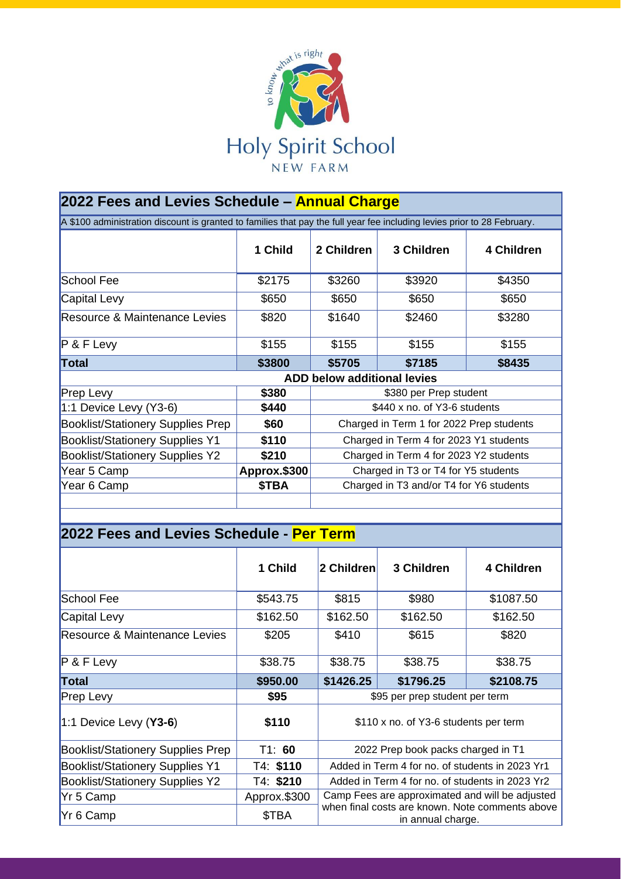to know what is right

# Holy Spirit School

NEW FARM

## 2022 Fees and Levies Schedule – Annual Charge

A $100 administration discount is granted to families that pay the full year fee including levies prior to 28 February.

| | 1 Child | 2 Children | 3 Children | 4 Children |
|---|---|---|---|---|
| School Fee | $2175 | $3260 | $3920 | $4350 |
| Capital Levy | $650 | $650 | $650 | $650 |
| Resource & Maintenance Levies | $820 | $1640 | $2460 | $3280 |
| P & F Levy | $155 | $155 | $155 | $155 |
| **Total** | **$3800** | **$5705** | **$7185** | **$8435** |
| **ADD below additional levies** | | | | |
| Prep Levy | **$380** | $380 per Prep student | | |
| 1:1 Device Levy (Y3-6) | **$440** | $440 x no. of Y3-6 students | | |
| Booklist/Stationery Supplies Prep | **$60** | Charged in Term 1 for 2022 Prep students | | |
| Booklist/Stationery Supplies Y1 | **$110** | Charged in Term 4 for 2023 Y1 students | | |
| Booklist/Stationery Supplies Y2 | **$210** | Charged in Term 4 for 2023 Y2 students | | |
| Year 5 Camp | **Approx.$300** | Charged in T3 or T4 for Y5 students | | |
| Year 6 Camp | **$TBA** | Charged in T3 and/or T4 for Y6 students | | |

## 2022 Fees and Levies Schedule - Per Term

| | 1 Child | 2 Children | 3 Children | 4 Children |
|---|---|---|---|---|
| School Fee | $543.75 | $815 | $980 | $1087.50 |
| Capital Levy | $162.50 | $162.50 | $162.50 | $162.50 |
| Resource & Maintenance Levies | $205 | $410 | $615 | $820 |
| P & F Levy | $38.75 | $38.75 | $38.75 | $38.75 |
| **Total** | **$950.00** | **$1426.25** | **$1796.25** | **$2108.75** |
| Prep Levy | **$95** | $95 per prep student per term | | |
| 1:1 Device Levy (**Y3-6**) | **$110** | $110 x no. of Y3-6 students per term | | |
| Booklist/Stationery Supplies Prep | T1: **60** | 2022 Prep book packs charged in T1 | | |
| Booklist/Stationery Supplies Y1 | T4: **$110** | Added in Term 4 for no. of students in 2023 Yr1 | | |
| Booklist/Stationery Supplies Y2 | T4: **$210** | Added in Term 4 for no. of students in 2023 Yr2 | | |
| Yr 5 Camp | Approx.$300 | Camp Fees are approximated and will be adjusted when final costs are known. Note comments above in annual charge. | | |
| Yr 6 Camp | $TBA | | | |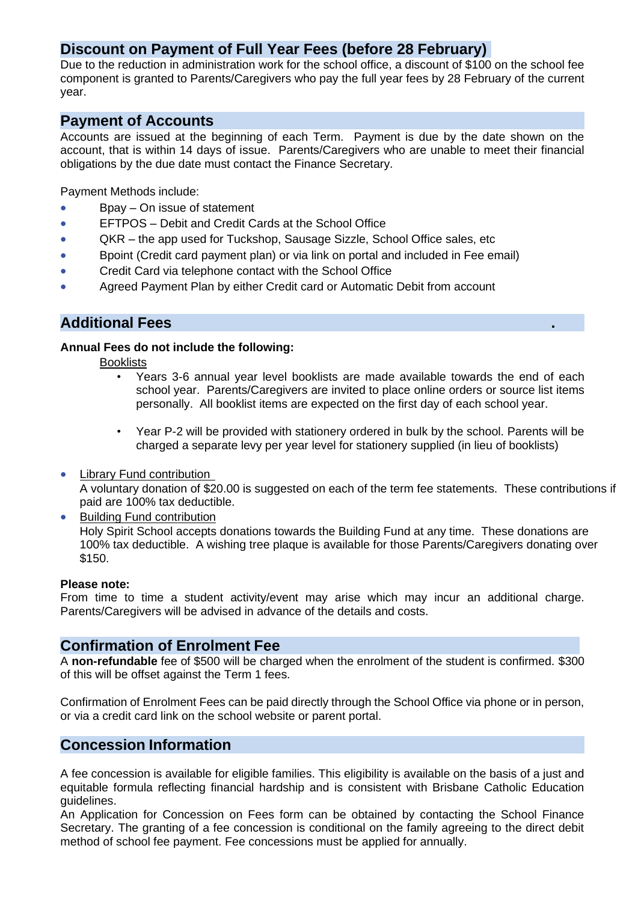## Discount on Payment of Full Year Fees (before 28 February)

Due to the reduction in administration work for the school office, a discount of $100 on the school fee component is granted to Parents/Caregivers who pay the full year fees by 28 February of the current year.

## Payment of Accounts

Accounts are issued at the beginning of each Term. Payment is due by the date shown on the account, that is within 14 days of issue. Parents/Caregivers who are unable to meet their financial obligations by the due date must contact the Finance Secretary.

Payment Methods include:

- Bpay – On issue of statement
- EFTPOS – Debit and Credit Cards at the School Office
- QKR – the app used for Tuckshop, Sausage Sizzle, School Office sales, etc
- Bpoint (Credit card payment plan) or via link on portal and included in Fee email)
- Credit Card via telephone contact with the School Office
- Agreed Payment Plan by either Credit card or Automatic Debit from account

## Additional Fees .

**Annual Fees do not include the following:**

Booklists

- Years 3-6 annual year level booklists are made available towards the end of each school year. Parents/Caregivers are invited to place online orders or source list items personally. All booklist items are expected on the first day of each school year.
- Year P-2 will be provided with stationery ordered in bulk by the school. Parents will be charged a separate levy per year level for stationery supplied (in lieu of booklists)

- Library Fund contribution
  A voluntary donation of $20.00 is suggested on each of the term fee statements. These contributions if paid are 100% tax deductible.
- Building Fund contribution
  Holy Spirit School accepts donations towards the Building Fund at any time. These donations are 100% tax deductible. A wishing tree plaque is available for those Parents/Caregivers donating over $150.

**Please note:**
From time to time a student activity/event may arise which may incur an additional charge. Parents/Caregivers will be advised in advance of the details and costs.

## Confirmation of Enrolment Fee

A **non-refundable** fee of $500 will be charged when the enrolment of the student is confirmed. $300 of this will be offset against the Term 1 fees.

Confirmation of Enrolment Fees can be paid directly through the School Office via phone or in person, or via a credit card link on the school website or parent portal.

## Concession Information

A fee concession is available for eligible families. This eligibility is available on the basis of a just and equitable formula reflecting financial hardship and is consistent with Brisbane Catholic Education guidelines.
An Application for Concession on Fees form can be obtained by contacting the School Finance Secretary. The granting of a fee concession is conditional on the family agreeing to the direct debit method of school fee payment. Fee concessions must be applied for annually.